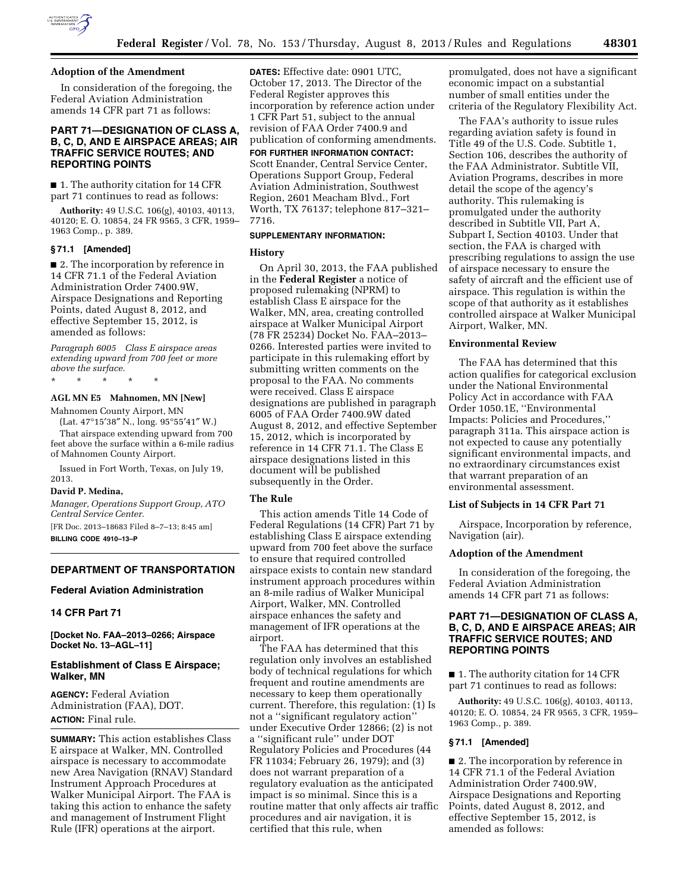**Adoption of the Amendment**

In consideration of the foregoing, the Federal Aviation Administration amends 14 CFR part 71 as follows:

## PART 71—DESIGNATION OF CLASS A, B, C, D, AND E AIRSPACE AREAS; AIR TRAFFIC SERVICE ROUTES; AND REPORTING POINTS

■ 1. The authority citation for 14 CFR part 71 continues to read as follows:

**Authority:** 49 U.S.C. 106(g), 40103, 40113, 40120; E. O. 10854, 24 FR 9565, 3 CFR, 1959–1963 Comp., p. 389.

### § 71.1 [Amended]

■ 2. The incorporation by reference in 14 CFR 71.1 of the Federal Aviation Administration Order 7400.9W, Airspace Designations and Reporting Points, dated August 8, 2012, and effective September 15, 2012, is amended as follows:

*Paragraph 6005 Class E airspace areas extending upward from 700 feet or more above the surface.*

\* \* \* \* \*

**AGL MN E5 Mahnomen, MN [New]**

Mahnomen County Airport, MN

(Lat. 47°15′38″ N., long. 95°55′41″ W.)

That airspace extending upward from 700 feet above the surface within a 6-mile radius of Mahnomen County Airport.

Issued in Fort Worth, Texas, on July 19, 2013.

**David P. Medina,**

*Manager, Operations Support Group, ATO Central Service Center.*

[FR Doc. 2013–18683 Filed 8–7–13; 8:45 am]

**BILLING CODE 4910–13–P**

---

## DEPARTMENT OF TRANSPORTATION

## Federal Aviation Administration

## 14 CFR Part 71

**[Docket No. FAA–2013–0266; Airspace Docket No. 13–AGL–11]**

## Establishment of Class E Airspace; Walker, MN

**AGENCY:** Federal Aviation Administration (FAA), DOT.

**ACTION:** Final rule.

**SUMMARY:** This action establishes Class E airspace at Walker, MN. Controlled airspace is necessary to accommodate new Area Navigation (RNAV) Standard Instrument Approach Procedures at Walker Municipal Airport. The FAA is taking this action to enhance the safety and management of Instrument Flight Rule (IFR) operations at the airport.

**DATES:** Effective date: 0901 UTC, October 17, 2013. The Director of the Federal Register approves this incorporation by reference action under 1 CFR Part 51, subject to the annual revision of FAA Order 7400.9 and publication of conforming amendments.

**FOR FURTHER INFORMATION CONTACT:** Scott Enander, Central Service Center, Operations Support Group, Federal Aviation Administration, Southwest Region, 2601 Meacham Blvd., Fort Worth, TX 76137; telephone 817–321–7716.

**SUPPLEMENTARY INFORMATION:**

### History

On April 30, 2013, the FAA published in the **Federal Register** a notice of proposed rulemaking (NPRM) to establish Class E airspace for the Walker, MN, area, creating controlled airspace at Walker Municipal Airport (78 FR 25234) Docket No. FAA–2013–0266. Interested parties were invited to participate in this rulemaking effort by submitting written comments on the proposal to the FAA. No comments were received. Class E airspace designations are published in paragraph 6005 of FAA Order 7400.9W dated August 8, 2012, and effective September 15, 2012, which is incorporated by reference in 14 CFR 71.1. The Class E airspace designations listed in this document will be published subsequently in the Order.

### The Rule

This action amends Title 14 Code of Federal Regulations (14 CFR) Part 71 by establishing Class E airspace extending upward from 700 feet above the surface to ensure that required controlled airspace exists to contain new standard instrument approach procedures within an 8-mile radius of Walker Municipal Airport, Walker, MN. Controlled airspace enhances the safety and management of IFR operations at the airport.

The FAA has determined that this regulation only involves an established body of technical regulations for which frequent and routine amendments are necessary to keep them operationally current. Therefore, this regulation: (1) Is not a ''significant regulatory action'' under Executive Order 12866; (2) is not a ''significant rule'' under DOT Regulatory Policies and Procedures (44 FR 11034; February 26, 1979); and (3) does not warrant preparation of a regulatory evaluation as the anticipated impact is so minimal. Since this is a routine matter that only affects air traffic procedures and air navigation, it is certified that this rule, when promulgated, does not have a significant economic impact on a substantial number of small entities under the criteria of the Regulatory Flexibility Act.

The FAA's authority to issue rules regarding aviation safety is found in Title 49 of the U.S. Code. Subtitle 1, Section 106, describes the authority of the FAA Administrator. Subtitle VII, Aviation Programs, describes in more detail the scope of the agency's authority. This rulemaking is promulgated under the authority described in Subtitle VII, Part A, Subpart I, Section 40103. Under that section, the FAA is charged with prescribing regulations to assign the use of airspace necessary to ensure the safety of aircraft and the efficient use of airspace. This regulation is within the scope of that authority as it establishes controlled airspace at Walker Municipal Airport, Walker, MN.

### Environmental Review

The FAA has determined that this action qualifies for categorical exclusion under the National Environmental Policy Act in accordance with FAA Order 1050.1E, ''Environmental Impacts: Policies and Procedures,'' paragraph 311a. This airspace action is not expected to cause any potentially significant environmental impacts, and no extraordinary circumstances exist that warrant preparation of an environmental assessment.

### List of Subjects in 14 CFR Part 71

Airspace, Incorporation by reference, Navigation (air).

### Adoption of the Amendment

In consideration of the foregoing, the Federal Aviation Administration amends 14 CFR part 71 as follows:

## PART 71—DESIGNATION OF CLASS A, B, C, D, AND E AIRSPACE AREAS; AIR TRAFFIC SERVICE ROUTES; AND REPORTING POINTS

■ 1. The authority citation for 14 CFR part 71 continues to read as follows:

**Authority:** 49 U.S.C. 106(g), 40103, 40113, 40120; E. O. 10854, 24 FR 9565, 3 CFR, 1959–1963 Comp., p. 389.

### § 71.1 [Amended]

■ 2. The incorporation by reference in 14 CFR 71.1 of the Federal Aviation Administration Order 7400.9W, Airspace Designations and Reporting Points, dated August 8, 2012, and effective September 15, 2012, is amended as follows: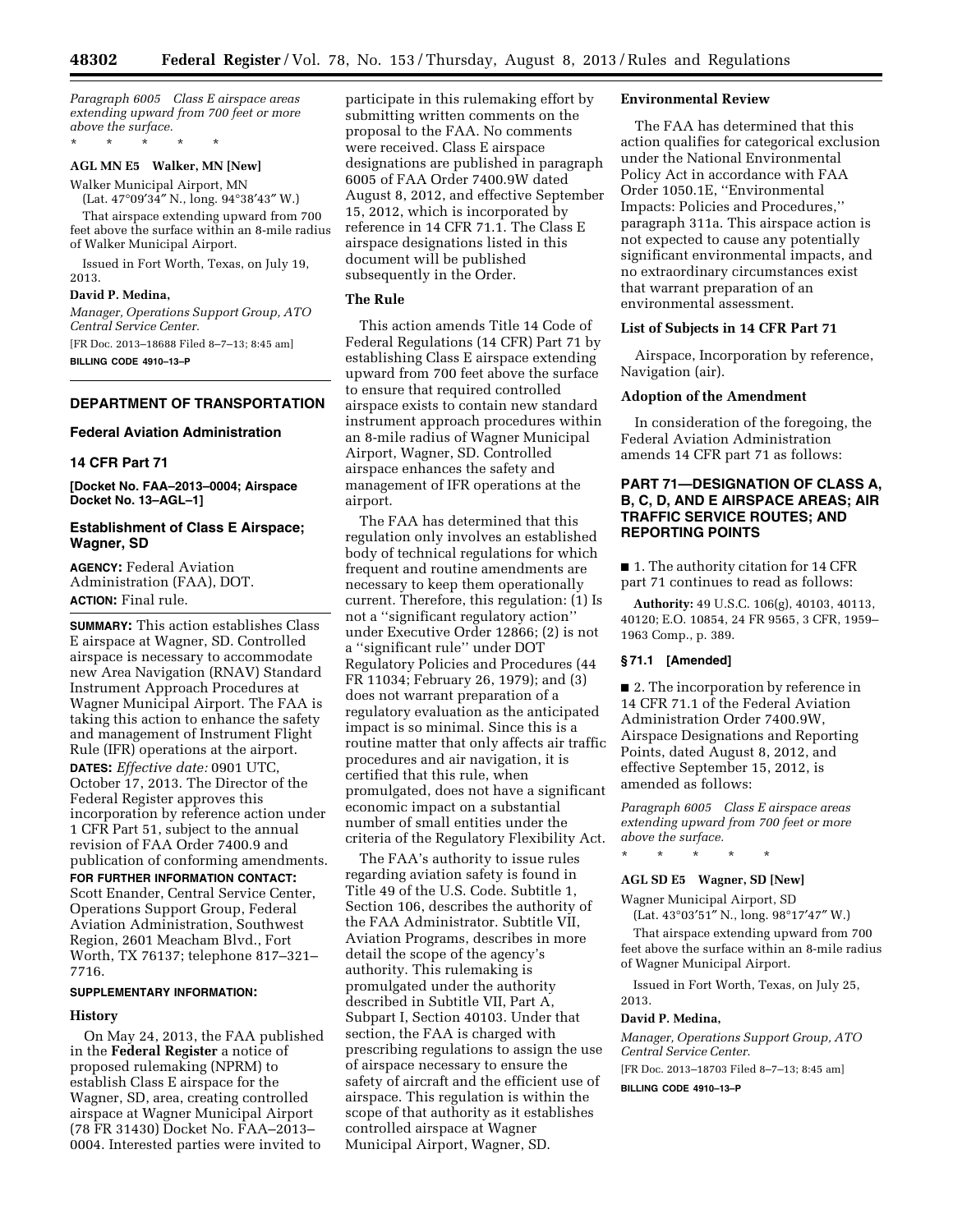*Paragraph 6005 Class E airspace areas extending upward from 700 feet or more above the surface.*

\* \* \* \* \*

**AGL MN E5 Walker, MN [New]**

Walker Municipal Airport, MN

(Lat. 47°09′34″ N., long. 94°38′43″ W.)

That airspace extending upward from 700 feet above the surface within an 8-mile radius of Walker Municipal Airport.

Issued in Fort Worth, Texas, on July 19, 2013.

**David P. Medina,**

*Manager, Operations Support Group, ATO Central Service Center.*

[FR Doc. 2013–18688 Filed 8–7–13; 8:45 am]

**BILLING CODE 4910–13–P**

---

## DEPARTMENT OF TRANSPORTATION

### Federal Aviation Administration

### 14 CFR Part 71

**[Docket No. FAA–2013–0004; Airspace Docket No. 13–AGL–1]**

### Establishment of Class E Airspace; Wagner, SD

**AGENCY:** Federal Aviation Administration (FAA), DOT.

**ACTION:** Final rule.

**SUMMARY:** This action establishes Class E airspace at Wagner, SD. Controlled airspace is necessary to accommodate new Area Navigation (RNAV) Standard Instrument Approach Procedures at Wagner Municipal Airport. The FAA is taking this action to enhance the safety and management of Instrument Flight Rule (IFR) operations at the airport.

**DATES:** *Effective date:* 0901 UTC, October 17, 2013. The Director of the Federal Register approves this incorporation by reference action under 1 CFR Part 51, subject to the annual revision of FAA Order 7400.9 and publication of conforming amendments.

**FOR FURTHER INFORMATION CONTACT:** Scott Enander, Central Service Center, Operations Support Group, Federal Aviation Administration, Southwest Region, 2601 Meacham Blvd., Fort Worth, TX 76137; telephone 817–321–7716.

**SUPPLEMENTARY INFORMATION:**

#### History

On May 24, 2013, the FAA published in the **Federal Register** a notice of proposed rulemaking (NPRM) to establish Class E airspace for the Wagner, SD, area, creating controlled airspace at Wagner Municipal Airport (78 FR 31430) Docket No. FAA–2013–0004. Interested parties were invited to participate in this rulemaking effort by submitting written comments on the proposal to the FAA. No comments were received. Class E airspace designations are published in paragraph 6005 of FAA Order 7400.9W dated August 8, 2012, and effective September 15, 2012, which is incorporated by reference in 14 CFR 71.1. The Class E airspace designations listed in this document will be published subsequently in the Order.

#### The Rule

This action amends Title 14 Code of Federal Regulations (14 CFR) Part 71 by establishing Class E airspace extending upward from 700 feet above the surface to ensure that required controlled airspace exists to contain new standard instrument approach procedures within an 8-mile radius of Wagner Municipal Airport, Wagner, SD. Controlled airspace enhances the safety and management of IFR operations at the airport.

The FAA has determined that this regulation only involves an established body of technical regulations for which frequent and routine amendments are necessary to keep them operationally current. Therefore, this regulation: (1) Is not a ''significant regulatory action'' under Executive Order 12866; (2) is not a ''significant rule'' under DOT Regulatory Policies and Procedures (44 FR 11034; February 26, 1979); and (3) does not warrant preparation of a regulatory evaluation as the anticipated impact is so minimal. Since this is a routine matter that only affects air traffic procedures and air navigation, it is certified that this rule, when promulgated, does not have a significant economic impact on a substantial number of small entities under the criteria of the Regulatory Flexibility Act.

The FAA's authority to issue rules regarding aviation safety is found in Title 49 of the U.S. Code. Subtitle 1, Section 106, describes the authority of the FAA Administrator. Subtitle VII, Aviation Programs, describes in more detail the scope of the agency's authority. This rulemaking is promulgated under the authority described in Subtitle VII, Part A, Subpart I, Section 40103. Under that section, the FAA is charged with prescribing regulations to assign the use of airspace necessary to ensure the safety of aircraft and the efficient use of airspace. This regulation is within the scope of that authority as it establishes controlled airspace at Wagner Municipal Airport, Wagner, SD.

#### Environmental Review

The FAA has determined that this action qualifies for categorical exclusion under the National Environmental Policy Act in accordance with FAA Order 1050.1E, ''Environmental Impacts: Policies and Procedures,'' paragraph 311a. This airspace action is not expected to cause any potentially significant environmental impacts, and no extraordinary circumstances exist that warrant preparation of an environmental assessment.

#### List of Subjects in 14 CFR Part 71

Airspace, Incorporation by reference, Navigation (air).

#### Adoption of the Amendment

In consideration of the foregoing, the Federal Aviation Administration amends 14 CFR part 71 as follows:

### PART 71—DESIGNATION OF CLASS A, B, C, D, AND E AIRSPACE AREAS; AIR TRAFFIC SERVICE ROUTES; AND REPORTING POINTS

■ 1. The authority citation for 14 CFR part 71 continues to read as follows:

**Authority:** 49 U.S.C. 106(g), 40103, 40113, 40120; E.O. 10854, 24 FR 9565, 3 CFR, 1959–1963 Comp., p. 389.

#### § 71.1 [Amended]

■ 2. The incorporation by reference in 14 CFR 71.1 of the Federal Aviation Administration Order 7400.9W, Airspace Designations and Reporting Points, dated August 8, 2012, and effective September 15, 2012, is amended as follows:

*Paragraph 6005 Class E airspace areas extending upward from 700 feet or more above the surface.*

\* \* \* \* \*

**AGL SD E5 Wagner, SD [New]**

Wagner Municipal Airport, SD

(Lat. 43°03′51″ N., long. 98°17′47″ W.)

That airspace extending upward from 700 feet above the surface within an 8-mile radius of Wagner Municipal Airport.

Issued in Fort Worth, Texas, on July 25, 2013.

**David P. Medina,**

*Manager, Operations Support Group, ATO Central Service Center.*

[FR Doc. 2013–18703 Filed 8–7–13; 8:45 am]

**BILLING CODE 4910–13–P**